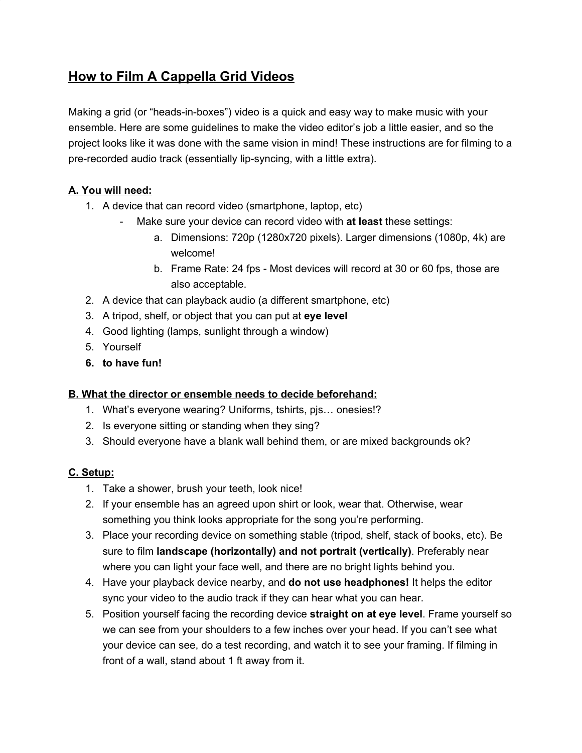# How to Film A Cappella Grid Videos

Making a grid (or "heads-in-boxes") video is a quick and easy way to make music with your ensemble. Here are some guidelines to make the video editor's job a little easier, and so the project looks like it was done with the same vision in mind! These instructions are for filming to a pre-recorded audio track (essentially lip-syncing, with a little extra).

## A. You will need:

1. A device that can record video (smartphone, laptop, etc)
   - Make sure your device can record video with **at least** these settings:
     a. Dimensions: 720p (1280x720 pixels). Larger dimensions (1080p, 4k) are welcome!
     b. Frame Rate: 24 fps - Most devices will record at 30 or 60 fps, those are also acceptable.
2. A device that can playback audio (a different smartphone, etc)
3. A tripod, shelf, or object that you can put at **eye level**
4. Good lighting (lamps, sunlight through a window)
5. Yourself
6. **to have fun!**

## B. What the director or ensemble needs to decide beforehand:

1. What's everyone wearing? Uniforms, tshirts, pjs… onesies!?
2. Is everyone sitting or standing when they sing?
3. Should everyone have a blank wall behind them, or are mixed backgrounds ok?

## C. Setup:

1. Take a shower, brush your teeth, look nice!
2. If your ensemble has an agreed upon shirt or look, wear that. Otherwise, wear something you think looks appropriate for the song you're performing.
3. Place your recording device on something stable (tripod, shelf, stack of books, etc). Be sure to film **landscape (horizontally) and not portrait (vertically)**. Preferably near where you can light your face well, and there are no bright lights behind you.
4. Have your playback device nearby, and **do not use headphones!** It helps the editor sync your video to the audio track if they can hear what you can hear.
5. Position yourself facing the recording device **straight on at eye level**. Frame yourself so we can see from your shoulders to a few inches over your head. If you can't see what your device can see, do a test recording, and watch it to see your framing. If filming in front of a wall, stand about 1 ft away from it.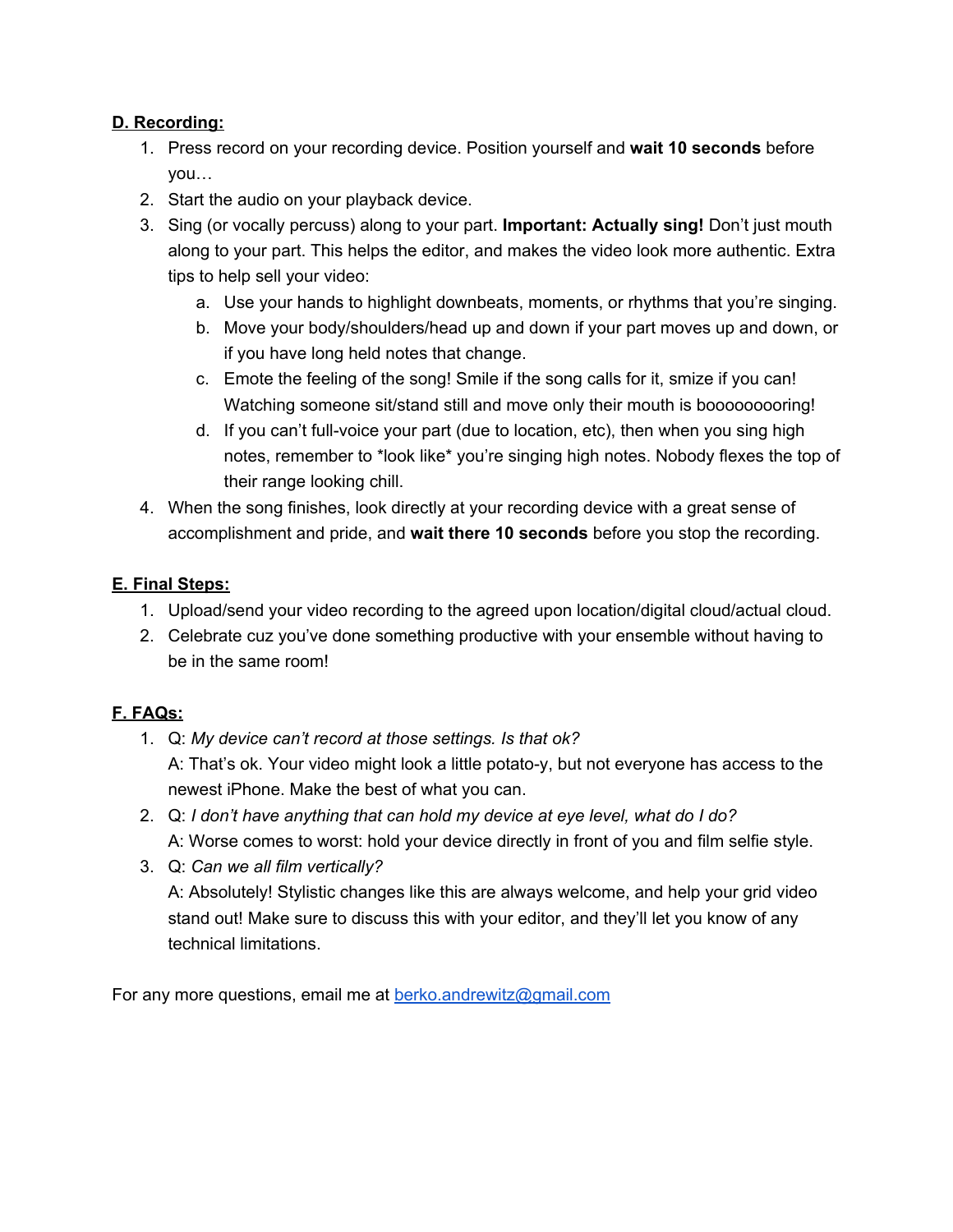**D. Recording:**

1. Press record on your recording device. Position yourself and **wait 10 seconds** before you…
2. Start the audio on your playback device.
3. Sing (or vocally percuss) along to your part. **Important: Actually sing!** Don't just mouth along to your part. This helps the editor, and makes the video look more authentic. Extra tips to help sell your video:
   a. Use your hands to highlight downbeats, moments, or rhythms that you're singing.
   b. Move your body/shoulders/head up and down if your part moves up and down, or if you have long held notes that change.
   c. Emote the feeling of the song! Smile if the song calls for it, smize if you can! Watching someone sit/stand still and move only their mouth is booooooooring!
   d. If you can't full-voice your part (due to location, etc), then when you sing high notes, remember to *look like* you're singing high notes. Nobody flexes the top of their range looking chill.
4. When the song finishes, look directly at your recording device with a great sense of accomplishment and pride, and **wait there 10 seconds** before you stop the recording.

**E. Final Steps:**

1. Upload/send your video recording to the agreed upon location/digital cloud/actual cloud.
2. Celebrate cuz you've done something productive with your ensemble without having to be in the same room!

**F. FAQs:**

1. Q: *My device can't record at those settings. Is that ok?*
   A: That's ok. Your video might look a little potato-y, but not everyone has access to the newest iPhone. Make the best of what you can.
2. Q: *I don't have anything that can hold my device at eye level, what do I do?*
   A: Worse comes to worst: hold your device directly in front of you and film selfie style.
3. Q: *Can we all film vertically?*
   A: Absolutely! Stylistic changes like this are always welcome, and help your grid video stand out! Make sure to discuss this with your editor, and they'll let you know of any technical limitations.

For any more questions, email me at berko.andrewitz@gmail.com